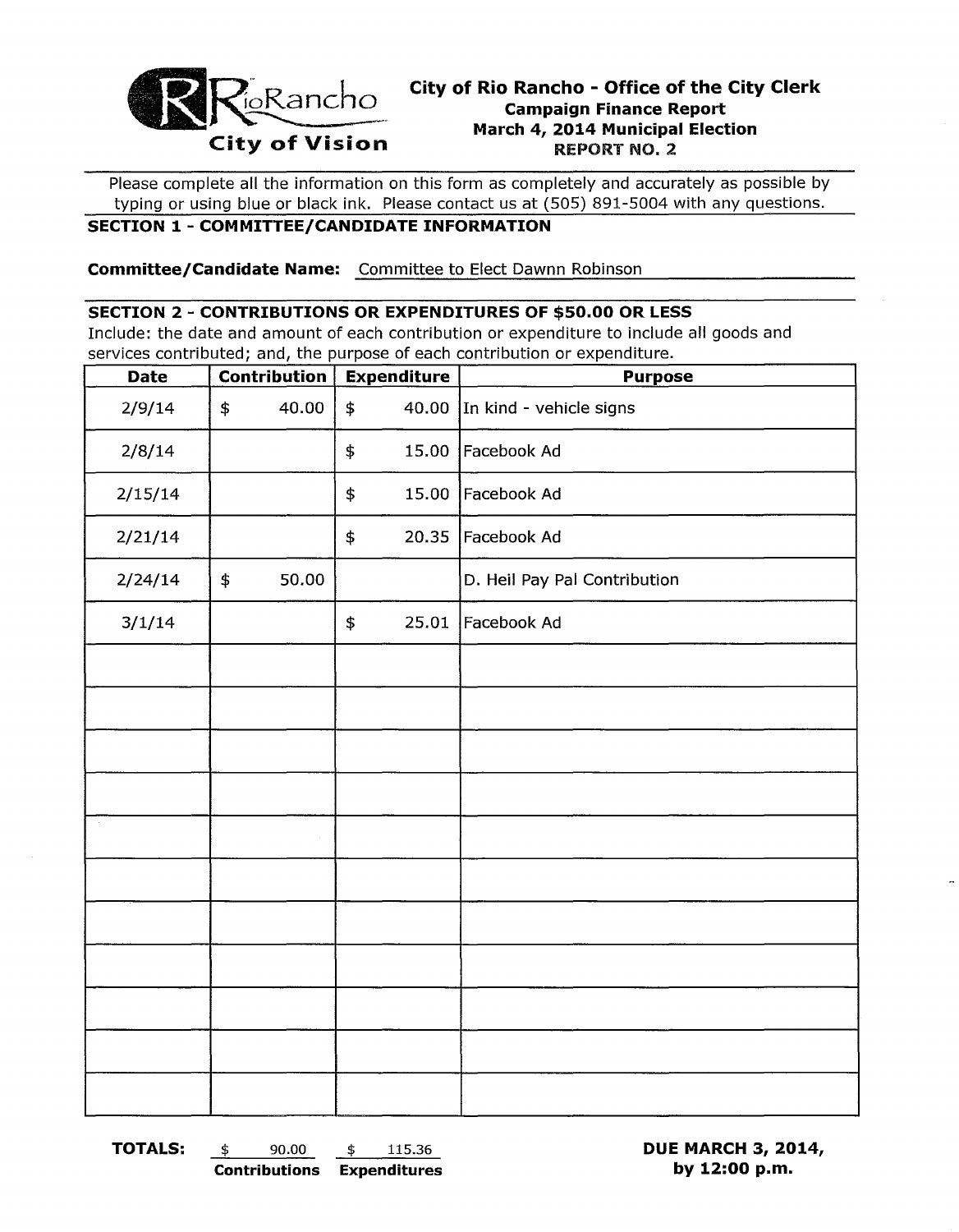RioRancho City of Vision

# City of Rio Rancho - Office of the City Clerk

## Campaign Finance Report
## March 4, 2014 Municipal Election
## REPORT NO. 2

Please complete all the information on this form as completely and accurately as possible by typing or using blue or black ink. Please contact us at (505) 891-5004 with any questions.

### SECTION 1 - COMMITTEE/CANDIDATE INFORMATION

**Committee/Candidate Name:** Committee to Elect Dawnn Robinson

### SECTION 2 - CONTRIBUTIONS OR EXPENDITURES OF $50.00 OR LESS

Include: the date and amount of each contribution or expenditure to include all goods and services contributed; and, the purpose of each contribution or expenditure.

| Date | Contribution | Expenditure | Purpose |
|---|---|---|---|
| 2/9/14 | $ 40.00 | $ 40.00 | In kind - vehicle signs |
| 2/8/14 | | $ 15.00 | Facebook Ad |
| 2/15/14 | | $ 15.00 | Facebook Ad |
| 2/21/14 | | $ 20.35 | Facebook Ad |
| 2/24/14 | $ 50.00 | | D. Heil Pay Pal Contribution |
| 3/1/14 | | $ 25.01 | Facebook Ad |
| | | | |
| | | | |
| | | | |
| | | | |
| | | | |
| | | | |
| | | | |
| | | | |
| | | | |
| | | | |
| | | | |

**TOTALS:** $ 90.00 **Contributions** $ 115.36 **Expenditures**

**DUE MARCH 3, 2014, by 12:00 p.m.**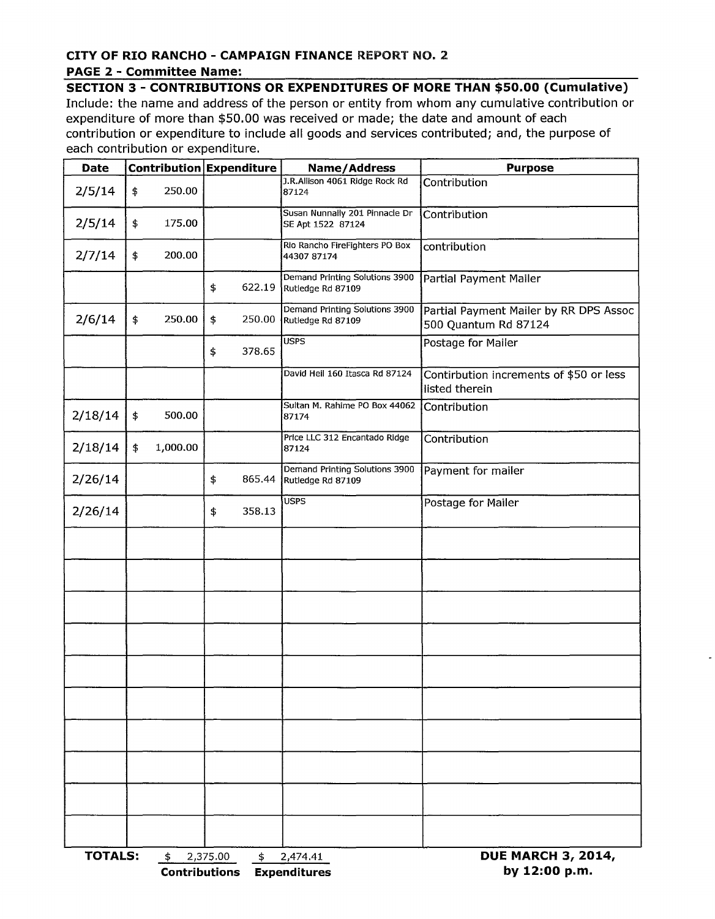**CITY OF RIO RANCHO - CAMPAIGN FINANCE REPORT NO. 2**

**PAGE 2 - Committee Name:**

**SECTION 3 - CONTRIBUTIONS OR EXPENDITURES OF MORE THAN $50.00 (Cumulative)**

Include: the name and address of the person or entity from whom any cumulative contribution or expenditure of more than $50.00 was received or made; the date and amount of each contribution or expenditure to include all goods and services contributed; and, the purpose of each contribution or expenditure.

| Date | Contribution | Expenditure | Name/Address | Purpose |
|---|---|---|---|---|
| 2/5/14 | $ 250.00 | | J.R.Allison 4061 Ridge Rock Rd 87124 | Contribution |
| 2/5/14 | $ 175.00 | | Susan Nunnally 201 Pinnacle Dr SE Apt 1522 87124 | Contribution |
| 2/7/14 | $ 200.00 | | Rio Rancho FireFighters PO Box 44307 87174 | contribution |
| | | $ 622.19 | Demand Printing Solutions 3900 Rutledge Rd 87109 | Partial Payment Mailer |
| 2/6/14 | $ 250.00 | $ 250.00 | Demand Printing Solutions 3900 Rutledge Rd 87109 | Partial Payment Mailer by RR DPS Assoc 500 Quantum Rd 87124 |
| | | $ 378.65 | USPS | Postage for Mailer |
| | | | David Heil 160 Itasca Rd 87124 | Contirbution increments of $50 or less listed therein |
| 2/18/14 | $ 500.00 | | Sultan M. Rahime PO Box 44062 87174 | Contribution |
| 2/18/14 | $ 1,000.00 | | Price LLC 312 Encantado Ridge 87124 | Contribution |
| 2/26/14 | | $ 865.44 | Demand Printing Solutions 3900 Rutledge Rd 87109 | Payment for mailer |
| 2/26/14 | | $ 358.13 | USPS | Postage for Mailer |
| | | | | |
| | | | | |
| | | | | |
| | | | | |
| | | | | |
| | | | | |
| | | | | |
| | | | | |
| | | | | |
| | | | | |

**TOTALS:** $ 2,375.00 **Contributions** $ 2,474.41 **Expenditures**

**DUE MARCH 3, 2014, by 12:00 p.m.**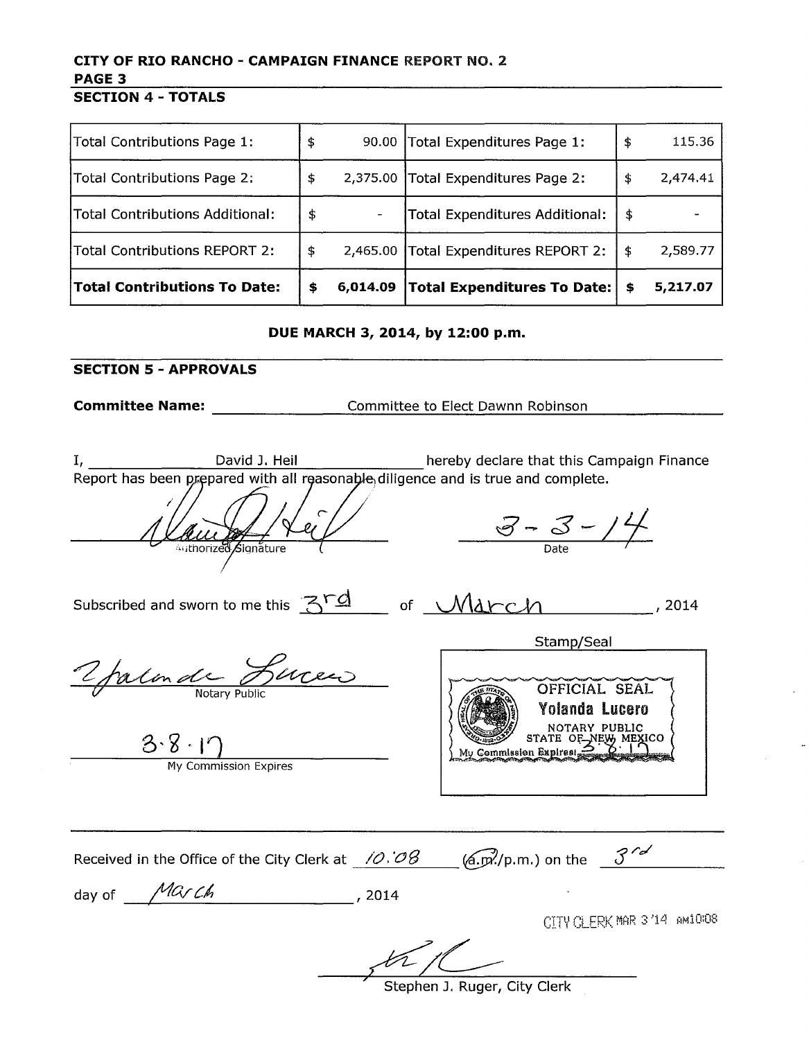**CITY OF RIO RANCHO - CAMPAIGN FINANCE REPORT NO. 2**
**PAGE 3**

## SECTION 4 - TOTALS

| | | | |
|---|---|---|---|
| Total Contributions Page 1: | $ 90.00 | Total Expenditures Page 1: | $ 115.36 |
| Total Contributions Page 2: | $ 2,375.00 | Total Expenditures Page 2: | $ 2,474.41 |
| Total Contributions Additional: | $ - | Total Expenditures Additional: | $ - |
| Total Contributions REPORT 2: | $ 2,465.00 | Total Expenditures REPORT 2: | $ 2,589.77 |
| **Total Contributions To Date:** | **$ 6,014.09** | **Total Expenditures To Date:** | **$ 5,217.07** |

**DUE MARCH 3, 2014, by 12:00 p.m.**

## SECTION 5 - APPROVALS

**Committee Name:** Committee to Elect Dawnn Robinson

I, David J. Heil hereby declare that this Campaign Finance Report has been prepared with all reasonable diligence and is true and complete.

[Signature] 3-3-14
Authorized Signature Date

Subscribed and sworn to me this 3rd of March, 2014

[Signature]
Notary Public

3·8·17
My Commission Expires

Stamp/Seal

OFFICIAL SEAL
Yolanda Lucero
NOTARY PUBLIC
STATE OF NEW MEXICO
My Commission Expires 3-8-17

Received in the Office of the City Clerk at 10:08 (a.m./p.m.) on the 3rd day of March, 2014

CITY CLERK MAR 3 '14 AM10:08

[Signature]
Stephen J. Ruger, City Clerk